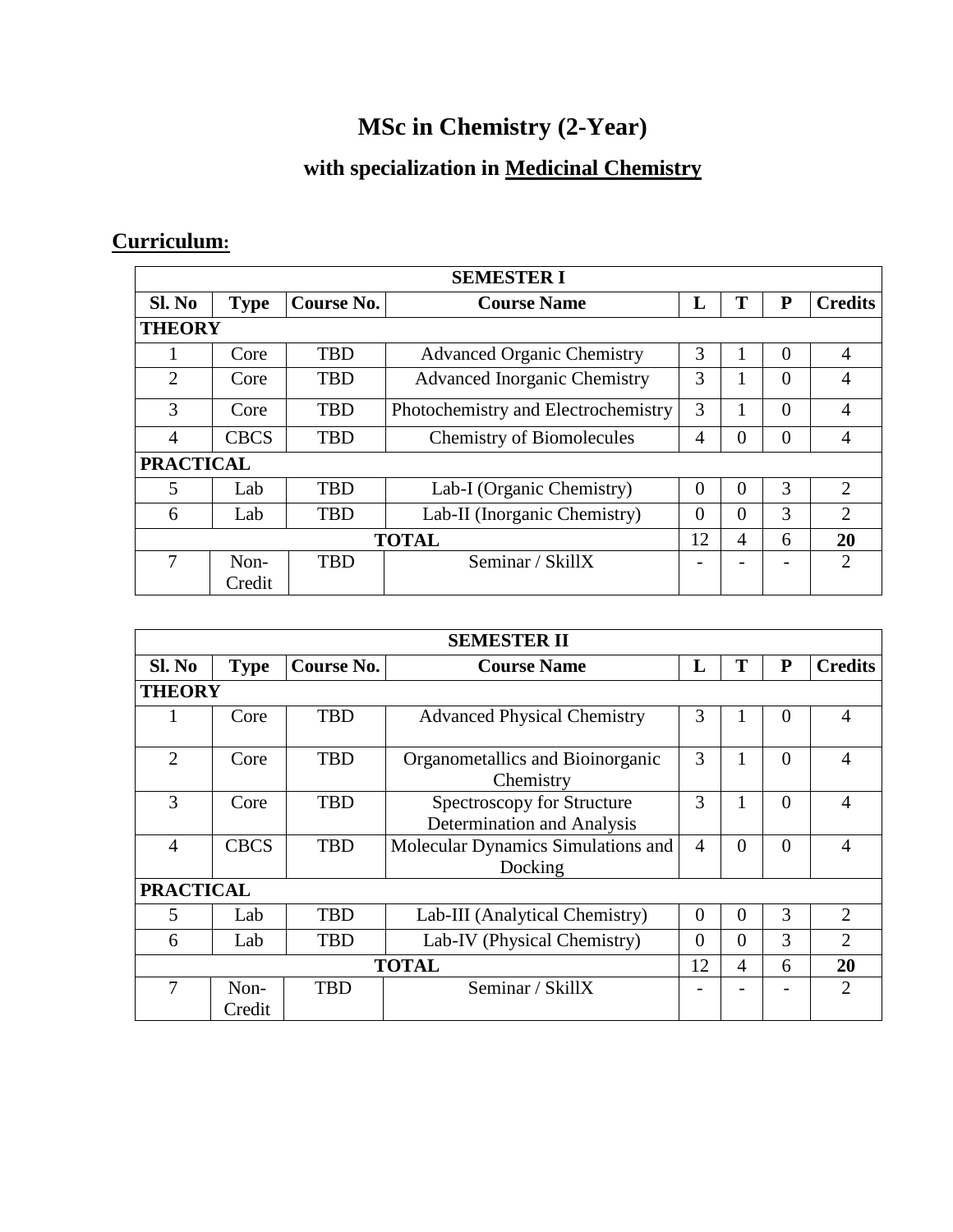# MSc in Chemistry (2-Year)

## with specialization in Medicinal Chemistry

## Curriculum:

| SEMESTER I | | | | | | | |
|---|---|---|---|---|---|---|---|
| **Sl. No** | **Type** | **Course No.** | **Course Name** | **L** | **T** | **P** | **Credits** |
| **THEORY** | | | | | | | |
| 1 | Core | TBD | Advanced Organic Chemistry | 3 | 1 | 0 | 4 |
| 2 | Core | TBD | Advanced Inorganic Chemistry | 3 | 1 | 0 | 4 |
| 3 | Core | TBD | Photochemistry and Electrochemistry | 3 | 1 | 0 | 4 |
| 4 | CBCS | TBD | Chemistry of Biomolecules | 4 | 0 | 0 | 4 |
| **PRACTICAL** | | | | | | | |
| 5 | Lab | TBD | Lab-I (Organic Chemistry) | 0 | 0 | 3 | 2 |
| 6 | Lab | TBD | Lab-II (Inorganic Chemistry) | 0 | 0 | 3 | 2 |
| | | | **TOTAL** | 12 | 4 | 6 | **20** |
| 7 | Non-Credit | TBD | Seminar / SkillX | - | - | - | 2 |

| SEMESTER II | | | | | | | |
|---|---|---|---|---|---|---|---|
| **Sl. No** | **Type** | **Course No.** | **Course Name** | **L** | **T** | **P** | **Credits** |
| **THEORY** | | | | | | | |
| 1 | Core | TBD | Advanced Physical Chemistry | 3 | 1 | 0 | 4 |
| 2 | Core | TBD | Organometallics and Bioinorganic Chemistry | 3 | 1 | 0 | 4 |
| 3 | Core | TBD | Spectroscopy for Structure Determination and Analysis | 3 | 1 | 0 | 4 |
| 4 | CBCS | TBD | Molecular Dynamics Simulations and Docking | 4 | 0 | 0 | 4 |
| **PRACTICAL** | | | | | | | |
| 5 | Lab | TBD | Lab-III (Analytical Chemistry) | 0 | 0 | 3 | 2 |
| 6 | Lab | TBD | Lab-IV (Physical Chemistry) | 0 | 0 | 3 | 2 |
| | | | **TOTAL** | 12 | 4 | 6 | **20** |
| 7 | Non-Credit | TBD | Seminar / SkillX | - | - | - | 2 |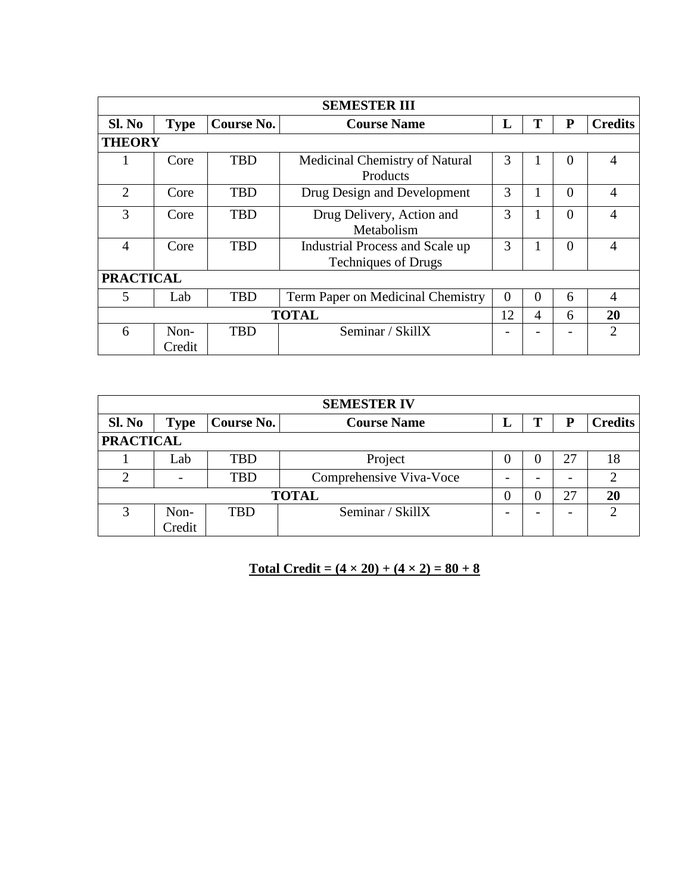| SEMESTER III | | | | | | | |
|---|---|---|---|---|---|---|---|
| **Sl. No** | **Type** | **Course No.** | **Course Name** | **L** | **T** | **P** | **Credits** |
| **THEORY** | | | | | | | |
| 1 | Core | TBD | Medicinal Chemistry of Natural Products | 3 | 1 | 0 | 4 |
| 2 | Core | TBD | Drug Design and Development | 3 | 1 | 0 | 4 |
| 3 | Core | TBD | Drug Delivery, Action and Metabolism | 3 | 1 | 0 | 4 |
| 4 | Core | TBD | Industrial Process and Scale up Techniques of Drugs | 3 | 1 | 0 | 4 |
| **PRACTICAL** | | | | | | | |
| 5 | Lab | TBD | Term Paper on Medicinal Chemistry | 0 | 0 | 6 | 4 |
| **TOTAL** | | | | 12 | 4 | 6 | **20** |
| 6 | Non-Credit | TBD | Seminar / SkillX | - | - | - | 2 |

| SEMESTER IV | | | | | | | |
|---|---|---|---|---|---|---|---|
| **Sl. No** | **Type** | **Course No.** | **Course Name** | **L** | **T** | **P** | **Credits** |
| **PRACTICAL** | | | | | | | |
| 1 | Lab | TBD | Project | 0 | 0 | 27 | 18 |
| 2 | - | TBD | Comprehensive Viva-Voce | - | - | - | 2 |
| **TOTAL** | | | | 0 | 0 | 27 | **20** |
| 3 | Non-Credit | TBD | Seminar / SkillX | - | - | - | 2 |

**Total Credit = (4 × 20) + (4 × 2) = 80 + 8**